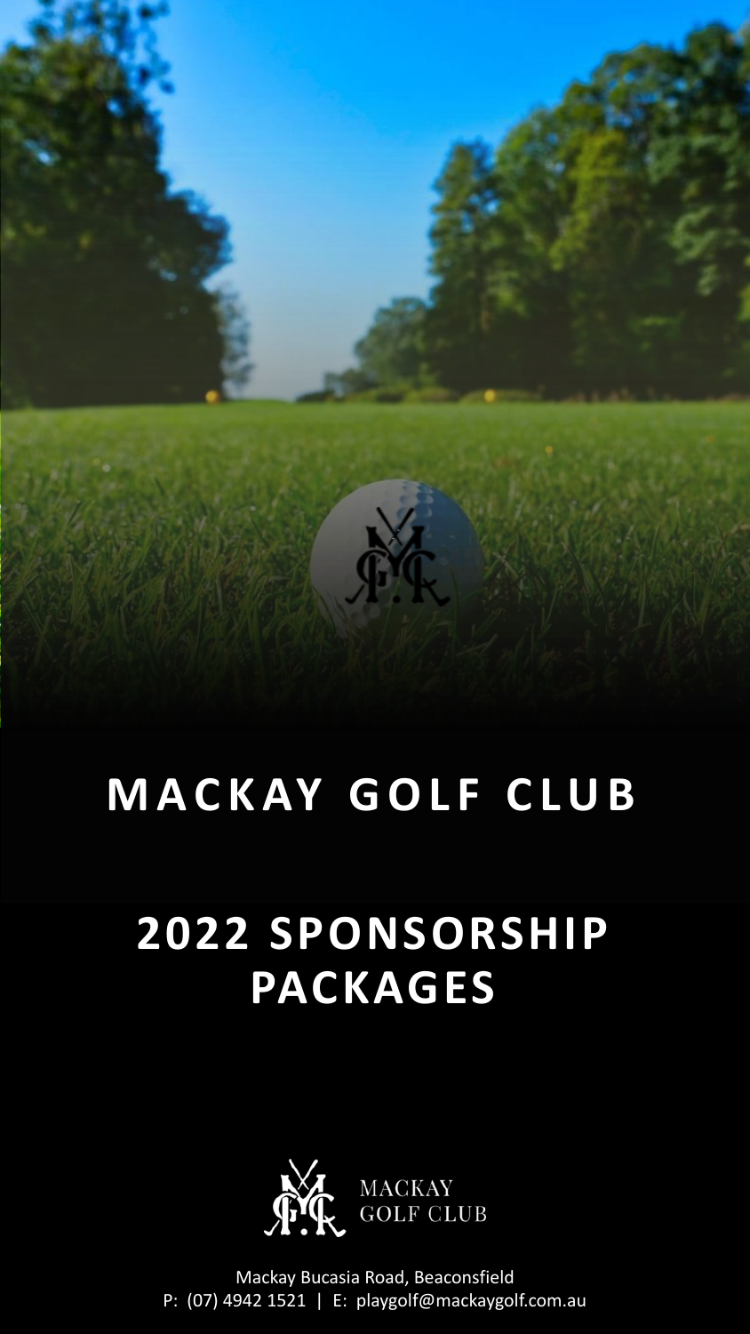# MACKAY GOLF CLUB

# 2022 SPONSORSHIP PACKAGES

MACKAY GOLF CLUB

Mackay Bucasia Road, Beaconsfield
P: (07) 4942 1521 | E: playgolf@mackaygolf.com.au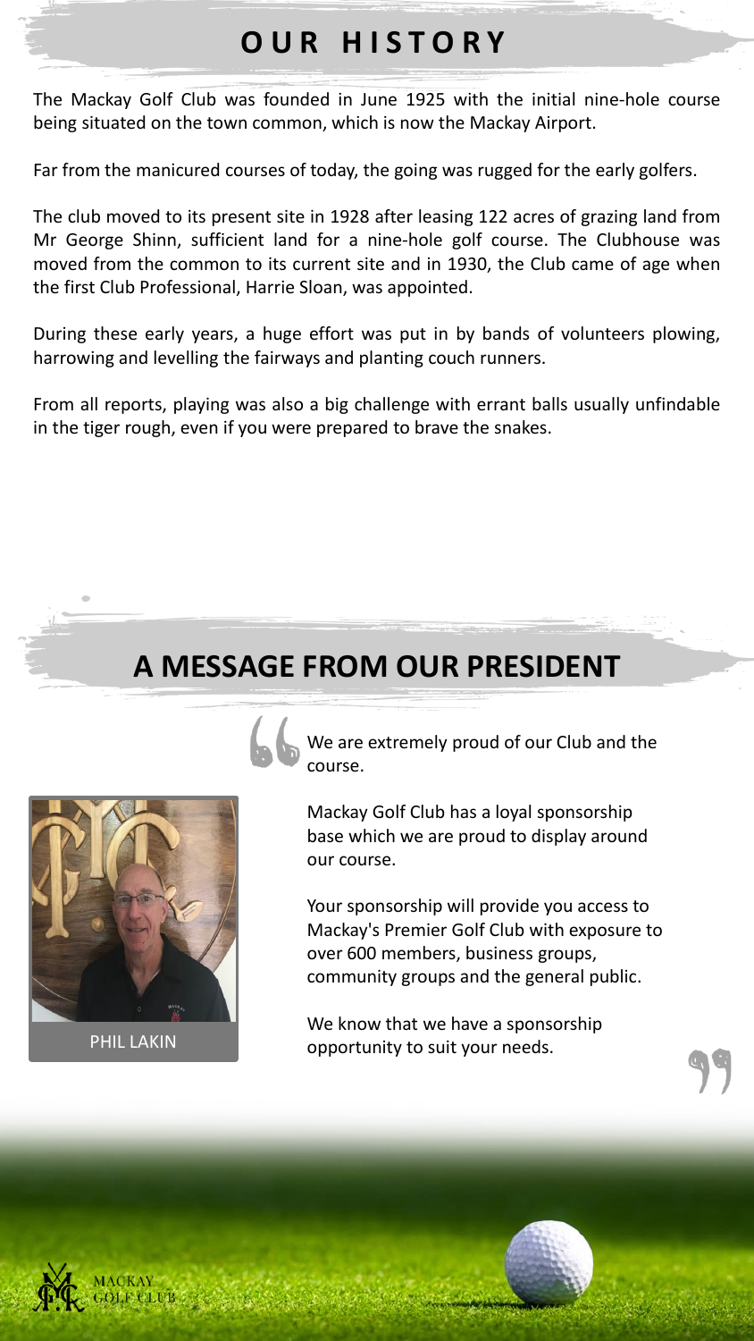# OUR HISTORY

The Mackay Golf Club was founded in June 1925 with the initial nine-hole course being situated on the town common, which is now the Mackay Airport.

Far from the manicured courses of today, the going was rugged for the early golfers.

The club moved to its present site in 1928 after leasing 122 acres of grazing land from Mr George Shinn, sufficient land for a nine-hole golf course. The Clubhouse was moved from the common to its current site and in 1930, the Club came of age when the first Club Professional, Harrie Sloan, was appointed.

During these early years, a huge effort was put in by bands of volunteers plowing, harrowing and levelling the fairways and planting couch runners.

From all reports, playing was also a big challenge with errant balls usually unfindable in the tiger rough, even if you were prepared to brave the snakes.

# A MESSAGE FROM OUR PRESIDENT

PHIL LAKIN

"We are extremely proud of our Club and the course.

Mackay Golf Club has a loyal sponsorship base which we are proud to display around our course.

Your sponsorship will provide you access to Mackay's Premier Golf Club with exposure to over 600 members, business groups, community groups and the general public.

We know that we have a sponsorship opportunity to suit your needs."

MACKAY GOLF CLUB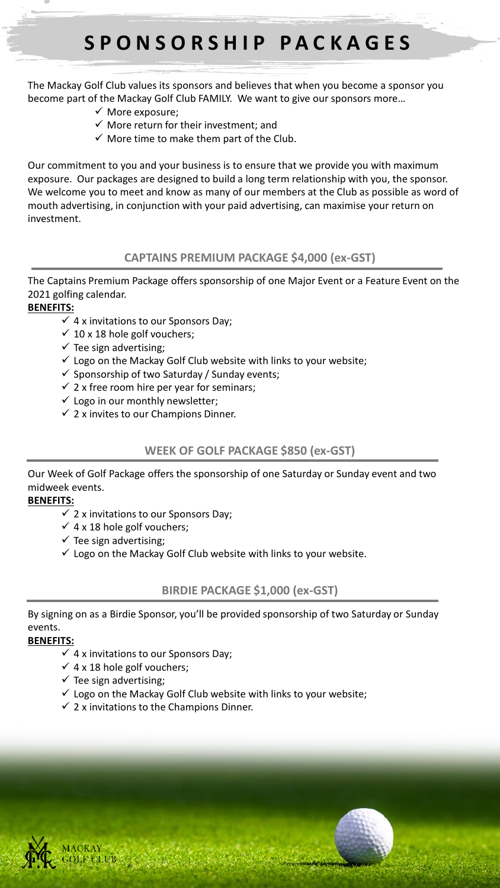# SPONSORSHIP PACKAGES

The Mackay Golf Club values its sponsors and believes that when you become a sponsor you become part of the Mackay Golf Club FAMILY. We want to give our sponsors more…

- ✓ More exposure;
- ✓ More return for their investment; and
- ✓ More time to make them part of the Club.

Our commitment to you and your business is to ensure that we provide you with maximum exposure. Our packages are designed to build a long term relationship with you, the sponsor. We welcome you to meet and know as many of our members at the Club as possible as word of mouth advertising, in conjunction with your paid advertising, can maximise your return on investment.

## CAPTAINS PREMIUM PACKAGE $4,000 (ex-GST)

The Captains Premium Package offers sponsorship of one Major Event or a Feature Event on the 2021 golfing calendar.

**BENEFITS:**

- ✓ 4 x invitations to our Sponsors Day;
- ✓ 10 x 18 hole golf vouchers;
- ✓ Tee sign advertising;
- ✓ Logo on the Mackay Golf Club website with links to your website;
- ✓ Sponsorship of two Saturday / Sunday events;
- ✓ 2 x free room hire per year for seminars;
- ✓ Logo in our monthly newsletter;
- ✓ 2 x invites to our Champions Dinner.

## WEEK OF GOLF PACKAGE $850 (ex-GST)

Our Week of Golf Package offers the sponsorship of one Saturday or Sunday event and two midweek events.

**BENEFITS:**

- ✓ 2 x invitations to our Sponsors Day;
- ✓ 4 x 18 hole golf vouchers;
- ✓ Tee sign advertising;
- ✓ Logo on the Mackay Golf Club website with links to your website.

## BIRDIE PACKAGE $1,000 (ex-GST)

By signing on as a Birdie Sponsor, you'll be provided sponsorship of two Saturday or Sunday events.

**BENEFITS:**

- ✓ 4 x invitations to our Sponsors Day;
- ✓ 4 x 18 hole golf vouchers;
- ✓ Tee sign advertising;
- ✓ Logo on the Mackay Golf Club website with links to your website;
- ✓ 2 x invitations to the Champions Dinner.

MACKAY GOLF CLUB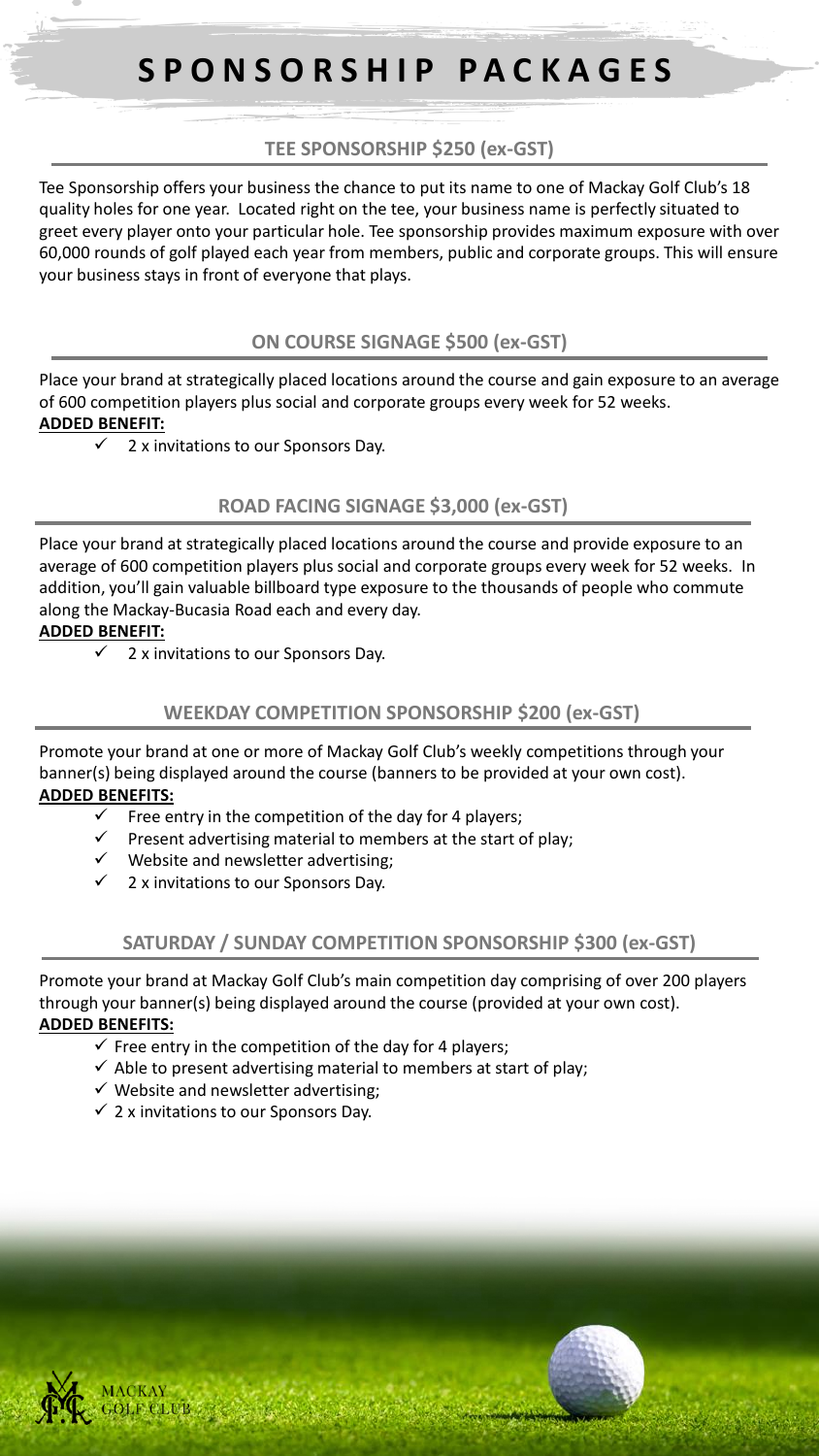# SPONSORSHIP PACKAGES

## TEE SPONSORSHIP $250 (ex-GST)

Tee Sponsorship offers your business the chance to put its name to one of Mackay Golf Club's 18 quality holes for one year. Located right on the tee, your business name is perfectly situated to greet every player onto your particular hole. Tee sponsorship provides maximum exposure with over 60,000 rounds of golf played each year from members, public and corporate groups. This will ensure your business stays in front of everyone that plays.

## ON COURSE SIGNAGE $500 (ex-GST)

Place your brand at strategically placed locations around the course and gain exposure to an average of 600 competition players plus social and corporate groups every week for 52 weeks.

**ADDED BENEFIT:**

- ✓ 2 x invitations to our Sponsors Day.

## ROAD FACING SIGNAGE $3,000 (ex-GST)

Place your brand at strategically placed locations around the course and provide exposure to an average of 600 competition players plus social and corporate groups every week for 52 weeks. In addition, you'll gain valuable billboard type exposure to the thousands of people who commute along the Mackay-Bucasia Road each and every day.

**ADDED BENEFIT:**

- ✓ 2 x invitations to our Sponsors Day.

## WEEKDAY COMPETITION SPONSORSHIP $200 (ex-GST)

Promote your brand at one or more of Mackay Golf Club's weekly competitions through your banner(s) being displayed around the course (banners to be provided at your own cost).

**ADDED BENEFITS:**

- ✓ Free entry in the competition of the day for 4 players;
- ✓ Present advertising material to members at the start of play;
- ✓ Website and newsletter advertising;
- ✓ 2 x invitations to our Sponsors Day.

## SATURDAY / SUNDAY COMPETITION SPONSORSHIP $300 (ex-GST)

Promote your brand at Mackay Golf Club's main competition day comprising of over 200 players through your banner(s) being displayed around the course (provided at your own cost).

**ADDED BENEFITS:**

- ✓ Free entry in the competition of the day for 4 players;
- ✓ Able to present advertising material to members at start of play;
- ✓ Website and newsletter advertising;
- ✓ 2 x invitations to our Sponsors Day.

MACKAY GOLF CLUB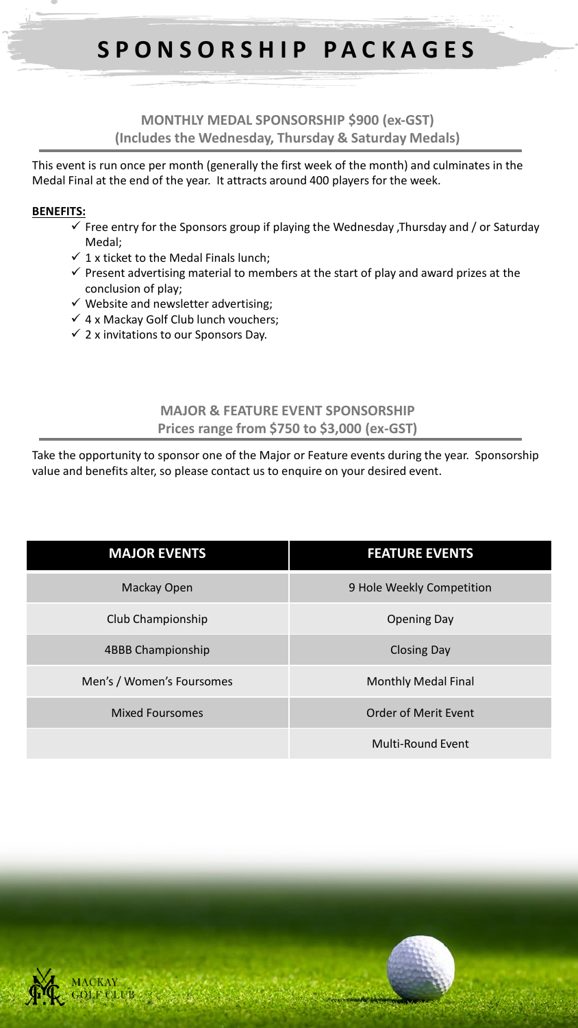# SPONSORSHIP PACKAGES

## MONTHLY MEDAL SPONSORSHIP $900 (ex-GST)
## (Includes the Wednesday, Thursday & Saturday Medals)

This event is run once per month (generally the first week of the month) and culminates in the Medal Final at the end of the year. It attracts around 400 players for the week.

**BENEFITS:**

- ✓ Free entry for the Sponsors group if playing the Wednesday ,Thursday and / or Saturday Medal;
- ✓ 1 x ticket to the Medal Finals lunch;
- ✓ Present advertising material to members at the start of play and award prizes at the conclusion of play;
- ✓ Website and newsletter advertising;
- ✓ 4 x Mackay Golf Club lunch vouchers;
- ✓ 2 x invitations to our Sponsors Day.

## MAJOR & FEATURE EVENT SPONSORSHIP
## Prices range from $750 to $3,000 (ex-GST)

Take the opportunity to sponsor one of the Major or Feature events during the year. Sponsorship value and benefits alter, so please contact us to enquire on your desired event.

| MAJOR EVENTS | FEATURE EVENTS |
| --- | --- |
| Mackay Open | 9 Hole Weekly Competition |
| Club Championship | Opening Day |
| 4BBB Championship | Closing Day |
| Men's / Women's Foursomes | Monthly Medal Final |
| Mixed Foursomes | Order of Merit Event |
| | Multi-Round Event |

MACKAY GOLF CLUB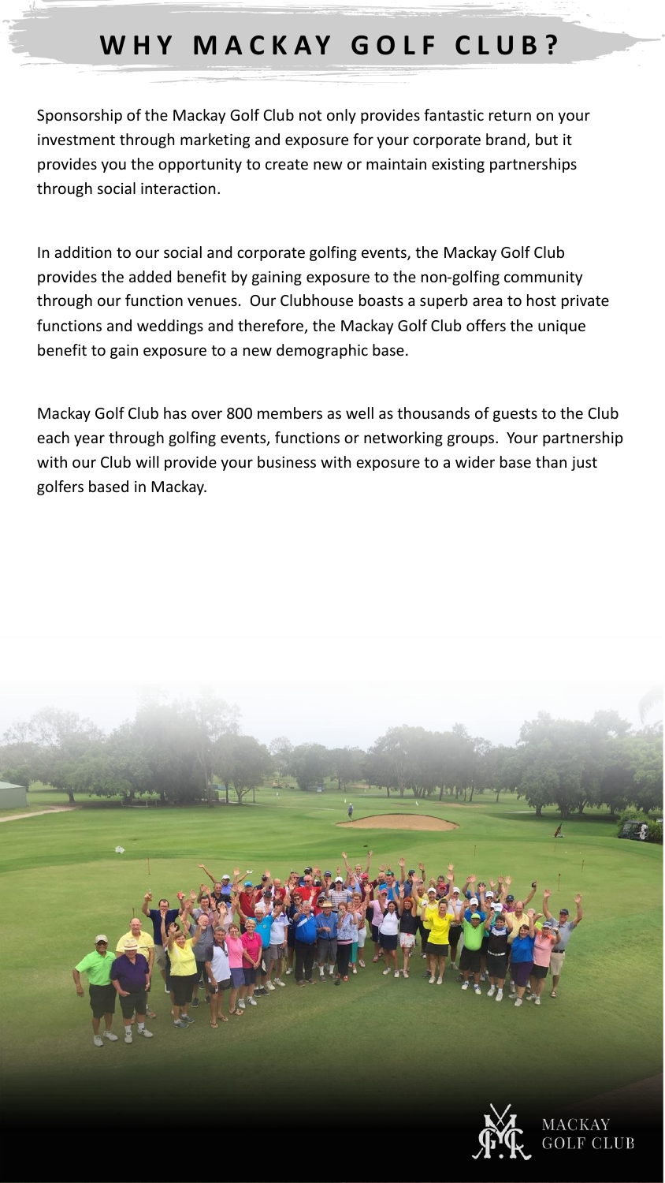# WHY MACKAY GOLF CLUB?

Sponsorship of the Mackay Golf Club not only provides fantastic return on your investment through marketing and exposure for your corporate brand, but it provides you the opportunity to create new or maintain existing partnerships through social interaction.

In addition to our social and corporate golfing events, the Mackay Golf Club provides the added benefit by gaining exposure to the non-golfing community through our function venues. Our Clubhouse boasts a superb area to host private functions and weddings and therefore, the Mackay Golf Club offers the unique benefit to gain exposure to a new demographic base.

Mackay Golf Club has over 800 members as well as thousands of guests to the Club each year through golfing events, functions or networking groups. Your partnership with our Club will provide your business with exposure to a wider base than just golfers based in Mackay.

MACKAY GOLF CLUB